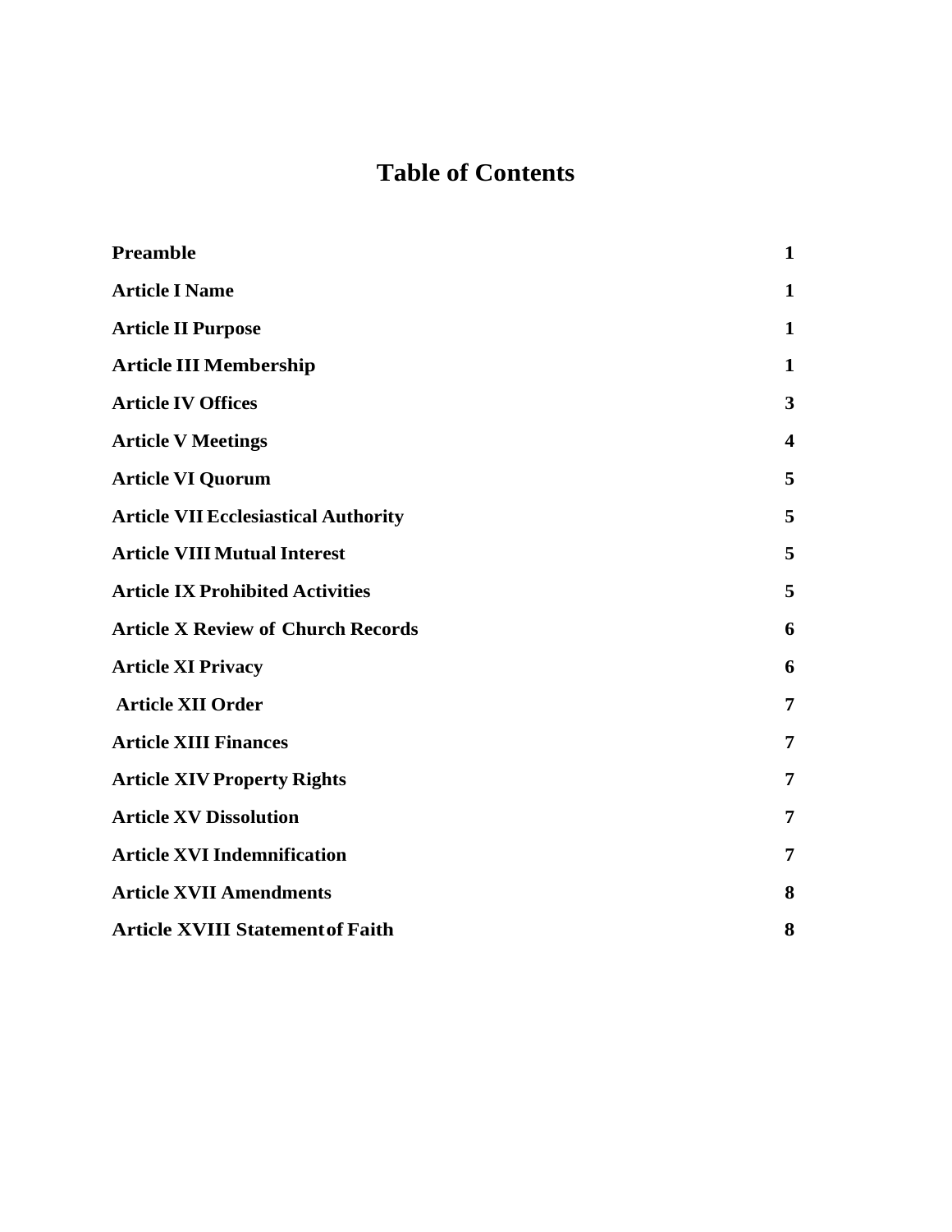# Table of Contents

| | |
|---|---|
| **Preamble** | **1** |
| **Article I Name** | **1** |
| **Article II Purpose** | **1** |
| **Article III Membership** | **1** |
| **Article IV Offices** | **3** |
| **Article V Meetings** | **4** |
| **Article VI Quorum** | **5** |
| **Article VII Ecclesiastical Authority** | **5** |
| **Article VIII Mutual Interest** | **5** |
| **Article IX Prohibited Activities** | **5** |
| **Article X Review of Church Records** | **6** |
| **Article XI Privacy** | **6** |
| **Article XII Order** | **7** |
| **Article XIII Finances** | **7** |
| **Article XIV Property Rights** | **7** |
| **Article XV Dissolution** | **7** |
| **Article XVI Indemnification** | **7** |
| **Article XVII Amendments** | **8** |
| **Article XVIII Statement of Faith** | **8** |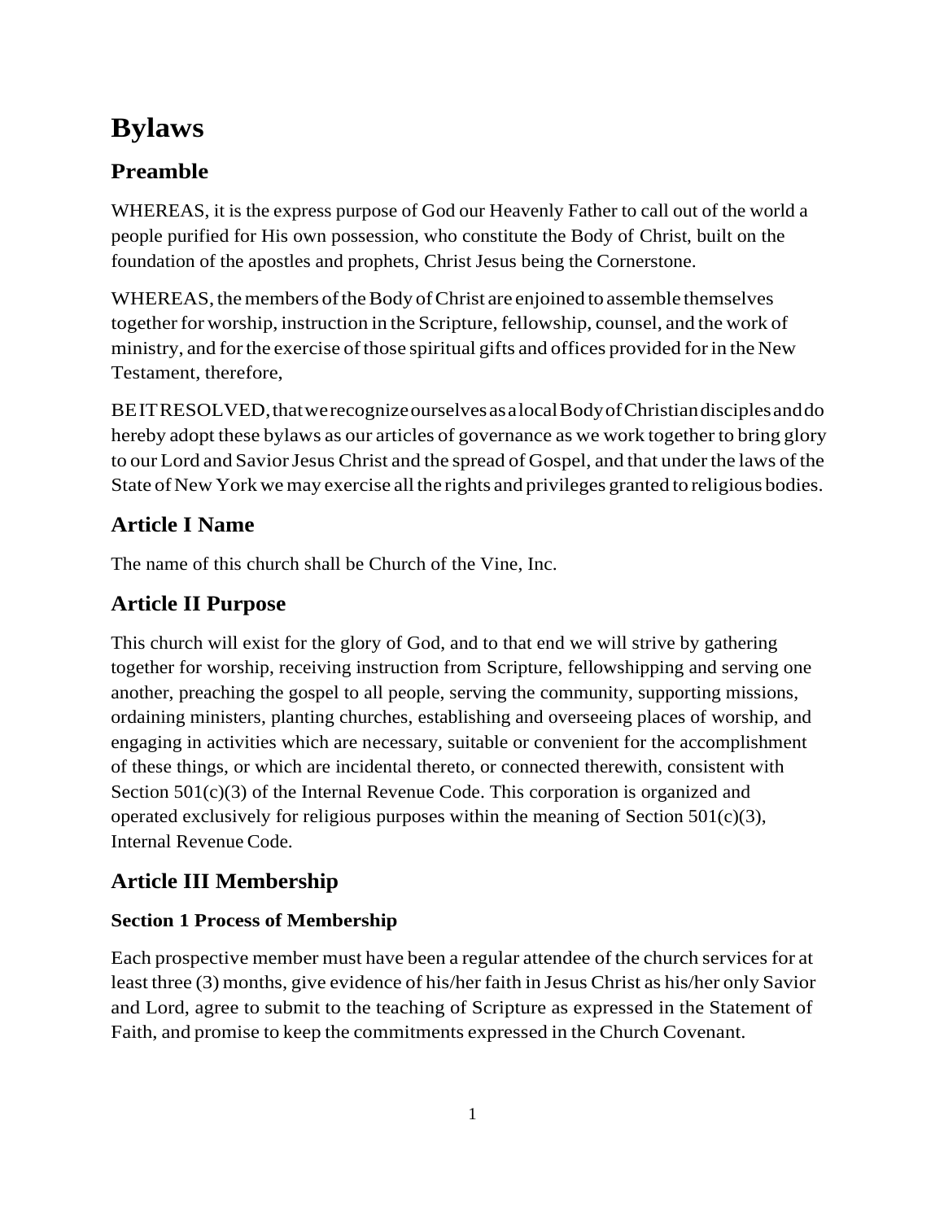# Bylaws

## Preamble

WHEREAS, it is the express purpose of God our Heavenly Father to call out of the world a people purified for His own possession, who constitute the Body of Christ, built on the foundation of the apostles and prophets, Christ Jesus being the Cornerstone.

WHEREAS, the members of the Body of Christ are enjoined to assemble themselves together for worship, instruction in the Scripture, fellowship, counsel, and the work of ministry, and for the exercise of those spiritual gifts and offices provided for in the New Testament, therefore,

BE IT RESOLVED, that we recognize ourselves as a local Body of Christian disciples and do hereby adopt these bylaws as our articles of governance as we work together to bring glory to our Lord and Savior Jesus Christ and the spread of Gospel, and that under the laws of the State of New York we may exercise all the rights and privileges granted to religious bodies.

## Article I Name

The name of this church shall be Church of the Vine, Inc.

## Article II Purpose

This church will exist for the glory of God, and to that end we will strive by gathering together for worship, receiving instruction from Scripture, fellowshipping and serving one another, preaching the gospel to all people, serving the community, supporting missions, ordaining ministers, planting churches, establishing and overseeing places of worship, and engaging in activities which are necessary, suitable or convenient for the accomplishment of these things, or which are incidental thereto, or connected therewith, consistent with Section 501(c)(3) of the Internal Revenue Code. This corporation is organized and operated exclusively for religious purposes within the meaning of Section 501(c)(3), Internal Revenue Code.

## Article III Membership

### Section 1 Process of Membership

Each prospective member must have been a regular attendee of the church services for at least three (3) months, give evidence of his/her faith in Jesus Christ as his/her only Savior and Lord, agree to submit to the teaching of Scripture as expressed in the Statement of Faith, and promise to keep the commitments expressed in the Church Covenant.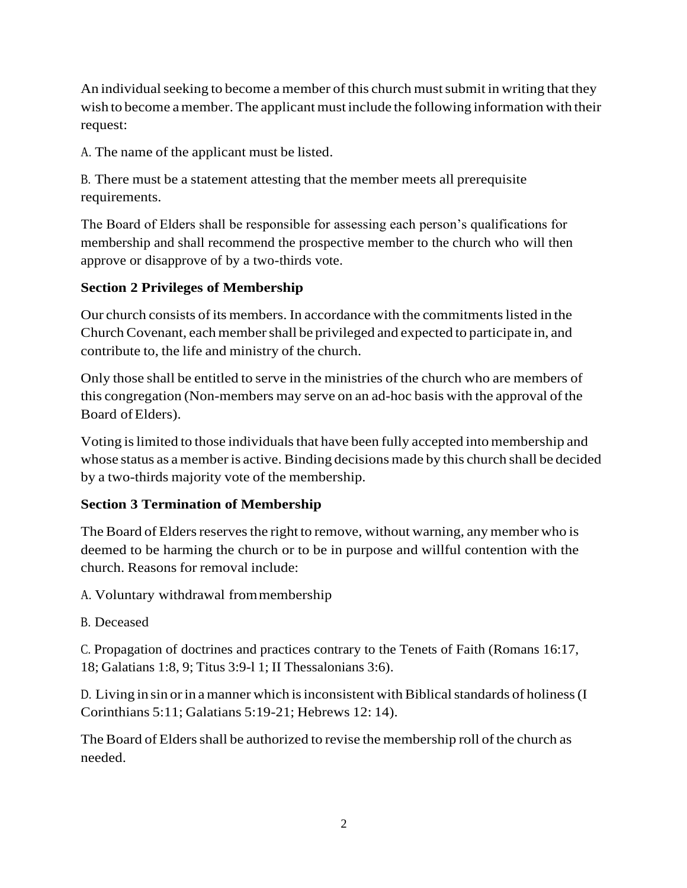An individual seeking to become a member of this church must submit in writing that they wish to become a member. The applicant must include the following information with their request:

A. The name of the applicant must be listed.

B. There must be a statement attesting that the member meets all prerequisite requirements.

The Board of Elders shall be responsible for assessing each person's qualifications for membership and shall recommend the prospective member to the church who will then approve or disapprove of by a two-thirds vote.

**Section 2 Privileges of Membership**

Our church consists of its members. In accordance with the commitments listed in the Church Covenant, each member shall be privileged and expected to participate in, and contribute to, the life and ministry of the church.

Only those shall be entitled to serve in the ministries of the church who are members of this congregation (Non-members may serve on an ad-hoc basis with the approval of the Board of Elders).

Voting is limited to those individuals that have been fully accepted into membership and whose status as a member is active. Binding decisions made by this church shall be decided by a two-thirds majority vote of the membership.

**Section 3 Termination of Membership**

The Board of Elders reserves the right to remove, without warning, any member who is deemed to be harming the church or to be in purpose and willful contention with the church. Reasons for removal include:

A. Voluntary withdrawal from membership

B. Deceased

C. Propagation of doctrines and practices contrary to the Tenets of Faith (Romans 16:17, 18; Galatians 1:8, 9; Titus 3:9-l 1; II Thessalonians 3:6).

D. Living in sin or in a manner which is inconsistent with Biblical standards of holiness (I Corinthians 5:11; Galatians 5:19-21; Hebrews 12: 14).

The Board of Elders shall be authorized to revise the membership roll of the church as needed.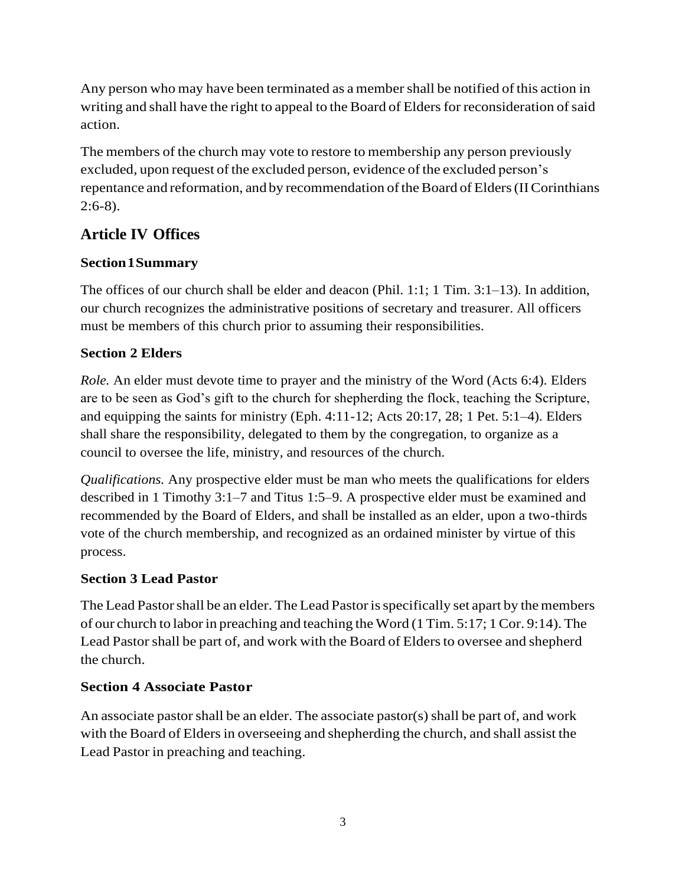Any person who may have been terminated as a member shall be notified of this action in writing and shall have the right to appeal to the Board of Elders for reconsideration of said action.

The members of the church may vote to restore to membership any person previously excluded, upon request of the excluded person, evidence of the excluded person's repentance and reformation, and by recommendation of the Board of Elders (II Corinthians 2:6-8).

## Article IV Offices

### Section 1 Summary

The offices of our church shall be elder and deacon (Phil. 1:1; 1 Tim. 3:1–13). In addition, our church recognizes the administrative positions of secretary and treasurer. All officers must be members of this church prior to assuming their responsibilities.

### Section 2 Elders

*Role.* An elder must devote time to prayer and the ministry of the Word (Acts 6:4). Elders are to be seen as God's gift to the church for shepherding the flock, teaching the Scripture, and equipping the saints for ministry (Eph. 4:11-12; Acts 20:17, 28; 1 Pet. 5:1–4). Elders shall share the responsibility, delegated to them by the congregation, to organize as a council to oversee the life, ministry, and resources of the church.

*Qualifications.* Any prospective elder must be man who meets the qualifications for elders described in 1 Timothy 3:1–7 and Titus 1:5–9. A prospective elder must be examined and recommended by the Board of Elders, and shall be installed as an elder, upon a two-thirds vote of the church membership, and recognized as an ordained minister by virtue of this process.

### Section 3 Lead Pastor

The Lead Pastor shall be an elder. The Lead Pastor is specifically set apart by the members of our church to labor in preaching and teaching the Word (1 Tim. 5:17; 1 Cor. 9:14). The Lead Pastor shall be part of, and work with the Board of Elders to oversee and shepherd the church.

### Section 4 Associate Pastor

An associate pastor shall be an elder. The associate pastor(s) shall be part of, and work with the Board of Elders in overseeing and shepherding the church, and shall assist the Lead Pastor in preaching and teaching.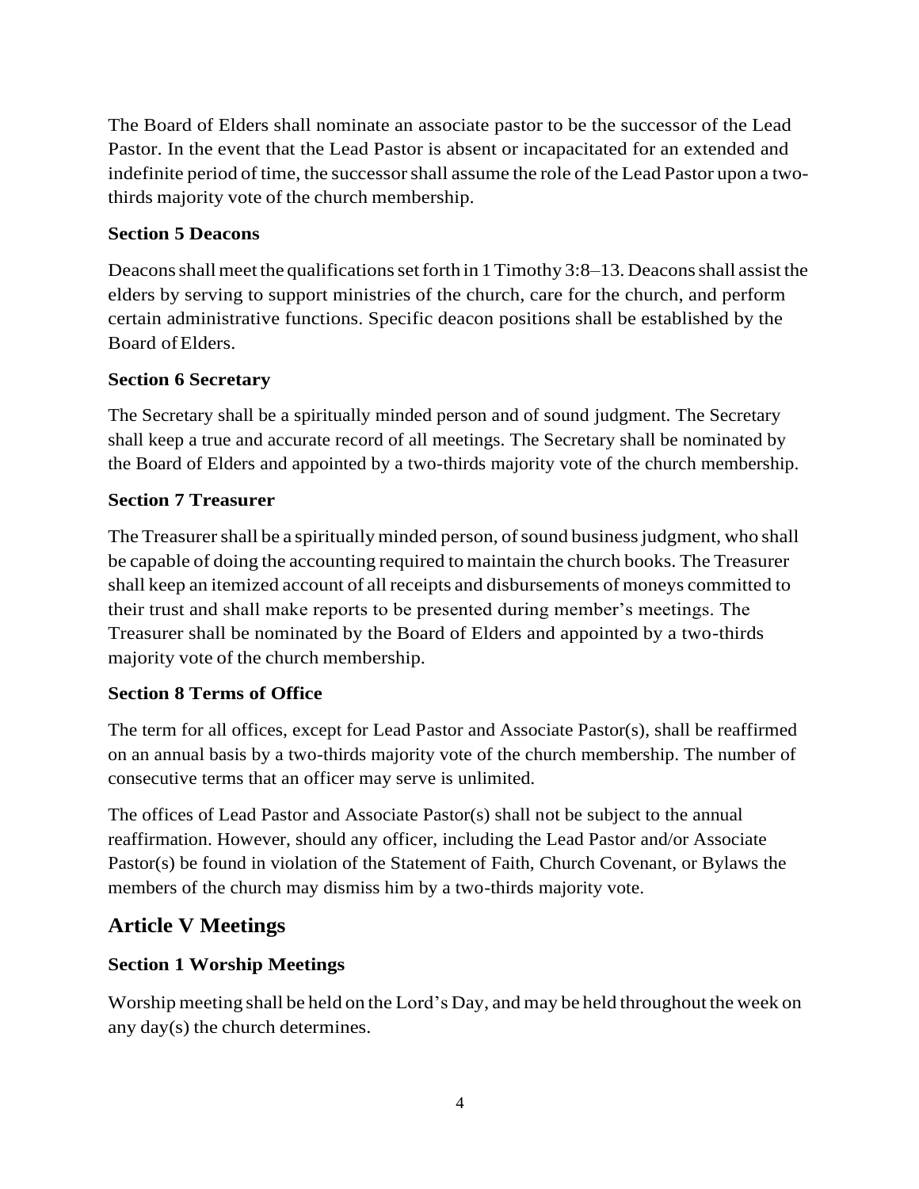The Board of Elders shall nominate an associate pastor to be the successor of the Lead Pastor. In the event that the Lead Pastor is absent or incapacitated for an extended and indefinite period of time, the successor shall assume the role of the Lead Pastor upon a two-thirds majority vote of the church membership.

### Section 5 Deacons

Deacons shall meet the qualifications set forth in 1 Timothy 3:8–13. Deacons shall assist the elders by serving to support ministries of the church, care for the church, and perform certain administrative functions. Specific deacon positions shall be established by the Board of Elders.

### Section 6 Secretary

The Secretary shall be a spiritually minded person and of sound judgment. The Secretary shall keep a true and accurate record of all meetings. The Secretary shall be nominated by the Board of Elders and appointed by a two-thirds majority vote of the church membership.

### Section 7 Treasurer

The Treasurer shall be a spiritually minded person, of sound business judgment, who shall be capable of doing the accounting required to maintain the church books. The Treasurer shall keep an itemized account of all receipts and disbursements of moneys committed to their trust and shall make reports to be presented during member's meetings. The Treasurer shall be nominated by the Board of Elders and appointed by a two-thirds majority vote of the church membership.

### Section 8 Terms of Office

The term for all offices, except for Lead Pastor and Associate Pastor(s), shall be reaffirmed on an annual basis by a two-thirds majority vote of the church membership. The number of consecutive terms that an officer may serve is unlimited.

The offices of Lead Pastor and Associate Pastor(s) shall not be subject to the annual reaffirmation. However, should any officer, including the Lead Pastor and/or Associate Pastor(s) be found in violation of the Statement of Faith, Church Covenant, or Bylaws the members of the church may dismiss him by a two-thirds majority vote.

## Article V Meetings

### Section 1 Worship Meetings

Worship meeting shall be held on the Lord's Day, and may be held throughout the week on any day(s) the church determines.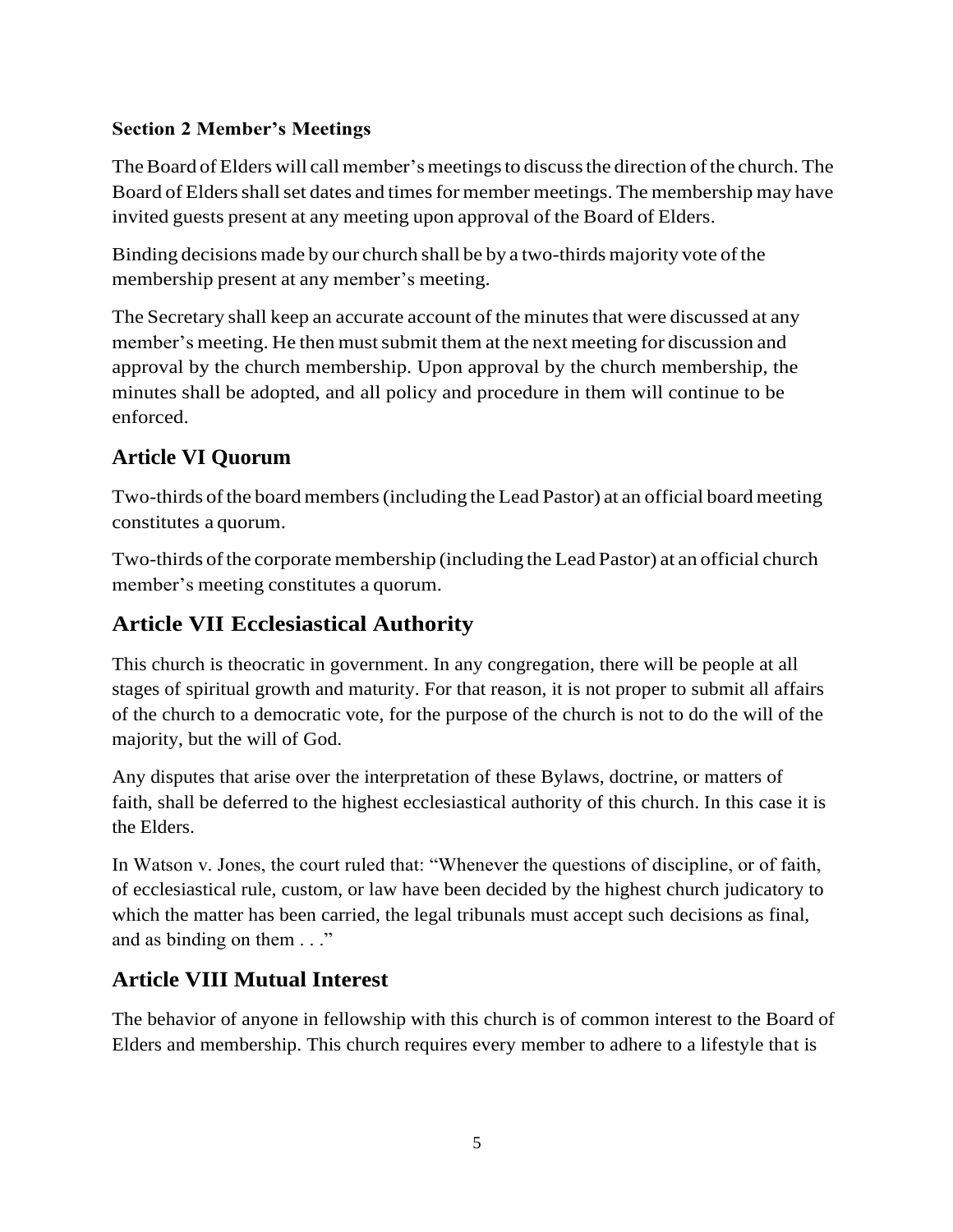### Section 2 Member's Meetings

The Board of Elders will call member's meetings to discuss the direction of the church. The Board of Elders shall set dates and times for member meetings. The membership may have invited guests present at any meeting upon approval of the Board of Elders.

Binding decisions made by our church shall be by a two-thirds majority vote of the membership present at any member's meeting.

The Secretary shall keep an accurate account of the minutes that were discussed at any member's meeting. He then must submit them at the next meeting for discussion and approval by the church membership. Upon approval by the church membership, the minutes shall be adopted, and all policy and procedure in them will continue to be enforced.

## Article VI Quorum

Two-thirds of the board members (including the Lead Pastor) at an official board meeting constitutes a quorum.

Two-thirds of the corporate membership (including the Lead Pastor) at an official church member's meeting constitutes a quorum.

## Article VII Ecclesiastical Authority

This church is theocratic in government. In any congregation, there will be people at all stages of spiritual growth and maturity. For that reason, it is not proper to submit all affairs of the church to a democratic vote, for the purpose of the church is not to do the will of the majority, but the will of God.

Any disputes that arise over the interpretation of these Bylaws, doctrine, or matters of faith, shall be deferred to the highest ecclesiastical authority of this church. In this case it is the Elders.

In Watson v. Jones, the court ruled that: "Whenever the questions of discipline, or of faith, of ecclesiastical rule, custom, or law have been decided by the highest church judicatory to which the matter has been carried, the legal tribunals must accept such decisions as final, and as binding on them . . ."

## Article VIII Mutual Interest

The behavior of anyone in fellowship with this church is of common interest to the Board of Elders and membership. This church requires every member to adhere to a lifestyle that is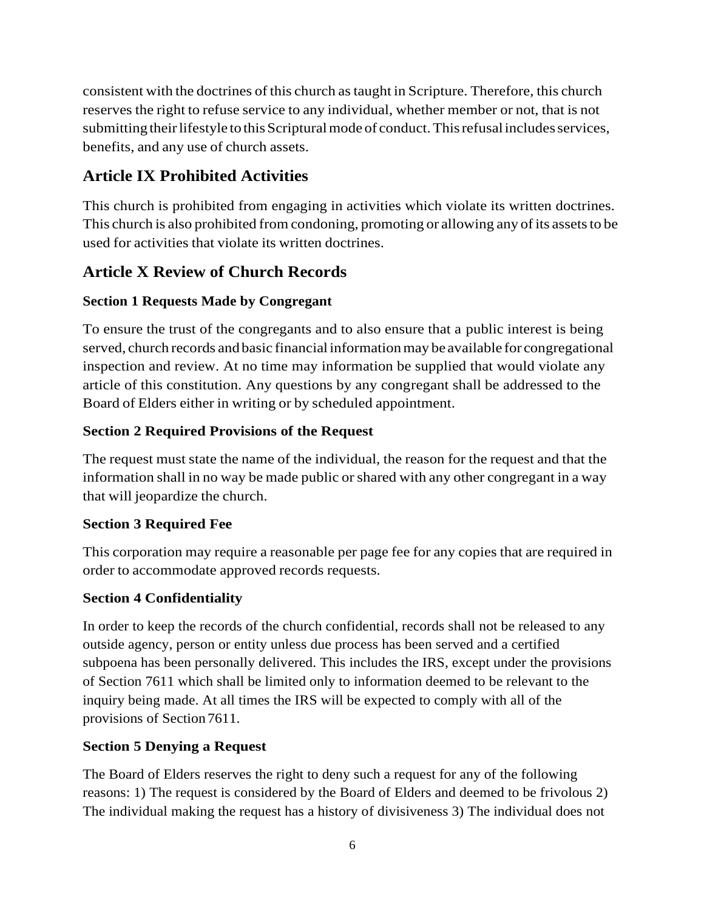consistent with the doctrines of this church as taught in Scripture. Therefore, this church reserves the right to refuse service to any individual, whether member or not, that is not submitting their lifestyle to this Scriptural mode of conduct. This refusal includes services, benefits, and any use of church assets.

## Article IX Prohibited Activities

This church is prohibited from engaging in activities which violate its written doctrines. This church is also prohibited from condoning, promoting or allowing any of its assets to be used for activities that violate its written doctrines.

## Article X Review of Church Records

### Section 1 Requests Made by Congregant

To ensure the trust of the congregants and to also ensure that a public interest is being served, church records and basic financial information may be available for congregational inspection and review. At no time may information be supplied that would violate any article of this constitution. Any questions by any congregant shall be addressed to the Board of Elders either in writing or by scheduled appointment.

### Section 2 Required Provisions of the Request

The request must state the name of the individual, the reason for the request and that the information shall in no way be made public or shared with any other congregant in a way that will jeopardize the church.

### Section 3 Required Fee

This corporation may require a reasonable per page fee for any copies that are required in order to accommodate approved records requests.

### Section 4 Confidentiality

In order to keep the records of the church confidential, records shall not be released to any outside agency, person or entity unless due process has been served and a certified subpoena has been personally delivered. This includes the IRS, except under the provisions of Section 7611 which shall be limited only to information deemed to be relevant to the inquiry being made. At all times the IRS will be expected to comply with all of the provisions of Section 7611.

### Section 5 Denying a Request

The Board of Elders reserves the right to deny such a request for any of the following reasons: 1) The request is considered by the Board of Elders and deemed to be frivolous 2) The individual making the request has a history of divisiveness 3) The individual does not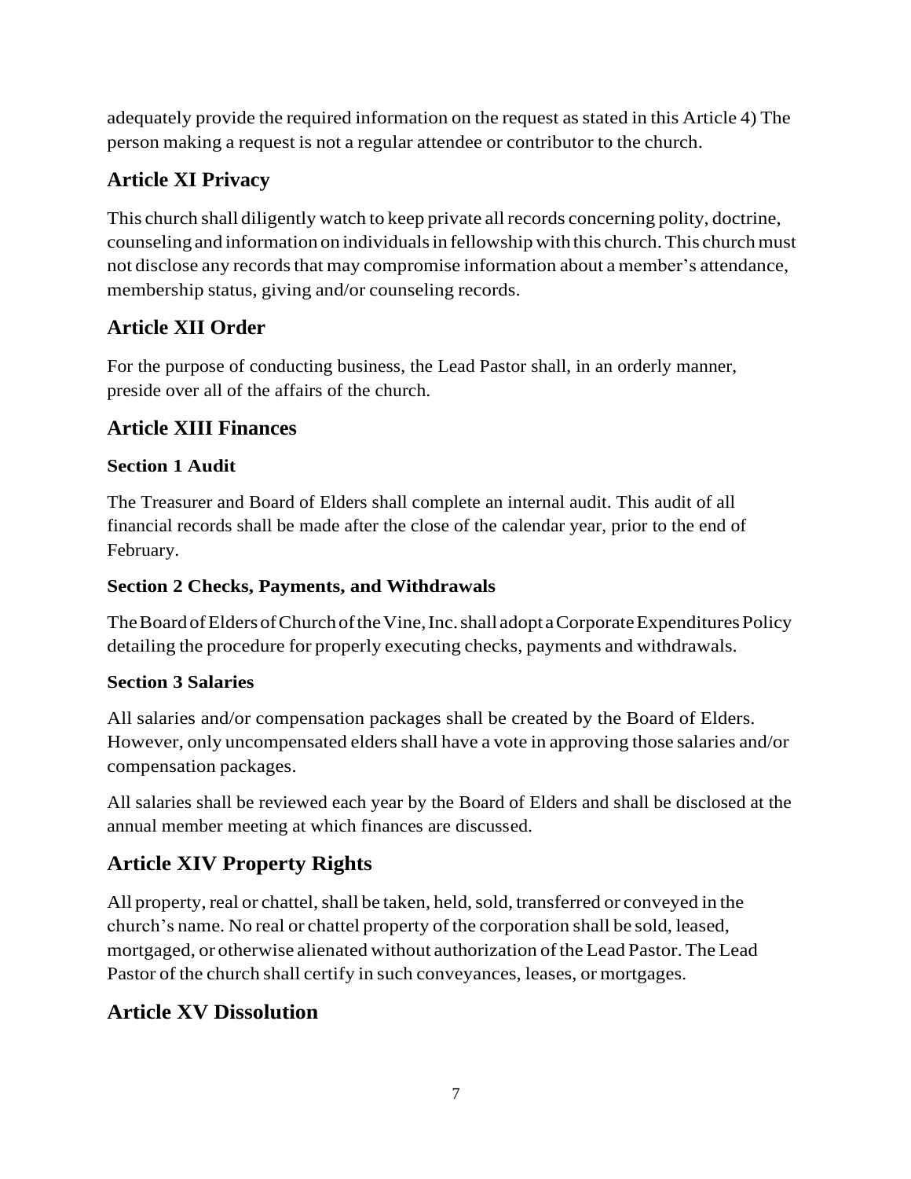adequately provide the required information on the request as stated in this Article 4) The person making a request is not a regular attendee or contributor to the church.

## Article XI Privacy

This church shall diligently watch to keep private all records concerning polity, doctrine, counseling and information on individuals in fellowship with this church. This church must not disclose any records that may compromise information about a member's attendance, membership status, giving and/or counseling records.

## Article XII Order

For the purpose of conducting business, the Lead Pastor shall, in an orderly manner, preside over all of the affairs of the church.

## Article XIII Finances

### Section 1 Audit

The Treasurer and Board of Elders shall complete an internal audit. This audit of all financial records shall be made after the close of the calendar year, prior to the end of February.

### Section 2 Checks, Payments, and Withdrawals

The Board of Elders of Church of the Vine, Inc. shall adopt a Corporate Expenditures Policy detailing the procedure for properly executing checks, payments and withdrawals.

### Section 3 Salaries

All salaries and/or compensation packages shall be created by the Board of Elders. However, only uncompensated elders shall have a vote in approving those salaries and/or compensation packages.

All salaries shall be reviewed each year by the Board of Elders and shall be disclosed at the annual member meeting at which finances are discussed.

## Article XIV Property Rights

All property, real or chattel, shall be taken, held, sold, transferred or conveyed in the church's name. No real or chattel property of the corporation shall be sold, leased, mortgaged, or otherwise alienated without authorization of the Lead Pastor. The Lead Pastor of the church shall certify in such conveyances, leases, or mortgages.

## Article XV Dissolution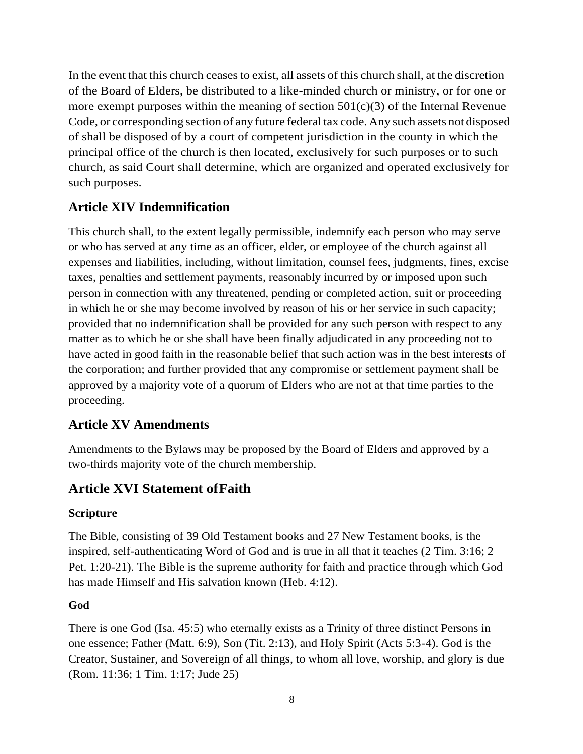In the event that this church ceases to exist, all assets of this church shall, at the discretion of the Board of Elders, be distributed to a like-minded church or ministry, or for one or more exempt purposes within the meaning of section 501(c)(3) of the Internal Revenue Code, or corresponding section of any future federal tax code. Any such assets not disposed of shall be disposed of by a court of competent jurisdiction in the county in which the principal office of the church is then located, exclusively for such purposes or to such church, as said Court shall determine, which are organized and operated exclusively for such purposes.

## Article XIV Indemnification

This church shall, to the extent legally permissible, indemnify each person who may serve or who has served at any time as an officer, elder, or employee of the church against all expenses and liabilities, including, without limitation, counsel fees, judgments, fines, excise taxes, penalties and settlement payments, reasonably incurred by or imposed upon such person in connection with any threatened, pending or completed action, suit or proceeding in which he or she may become involved by reason of his or her service in such capacity; provided that no indemnification shall be provided for any such person with respect to any matter as to which he or she shall have been finally adjudicated in any proceeding not to have acted in good faith in the reasonable belief that such action was in the best interests of the corporation; and further provided that any compromise or settlement payment shall be approved by a majority vote of a quorum of Elders who are not at that time parties to the proceeding.

## Article XV Amendments

Amendments to the Bylaws may be proposed by the Board of Elders and approved by a two-thirds majority vote of the church membership.

## Article XVI Statement of Faith

### Scripture

The Bible, consisting of 39 Old Testament books and 27 New Testament books, is the inspired, self-authenticating Word of God and is true in all that it teaches (2 Tim. 3:16; 2 Pet. 1:20-21). The Bible is the supreme authority for faith and practice through which God has made Himself and His salvation known (Heb. 4:12).

### God

There is one God (Isa. 45:5) who eternally exists as a Trinity of three distinct Persons in one essence; Father (Matt. 6:9), Son (Tit. 2:13), and Holy Spirit (Acts 5:3-4). God is the Creator, Sustainer, and Sovereign of all things, to whom all love, worship, and glory is due (Rom. 11:36; 1 Tim. 1:17; Jude 25)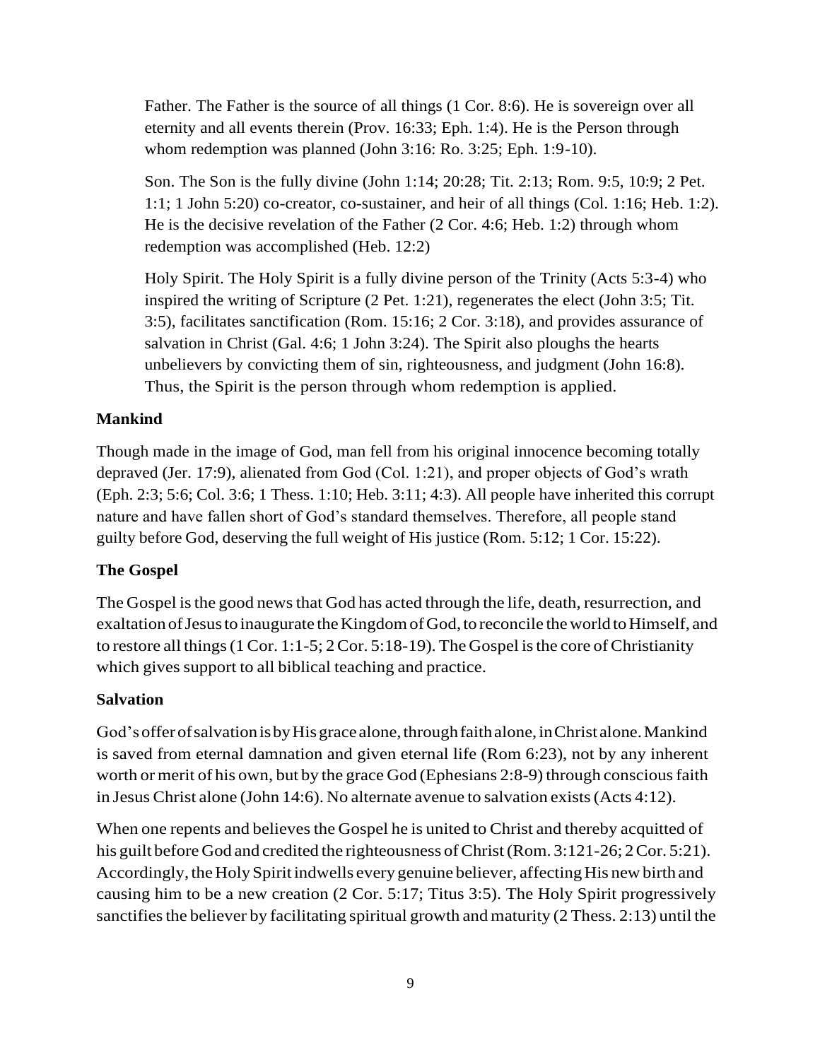Father. The Father is the source of all things (1 Cor. 8:6). He is sovereign over all eternity and all events therein (Prov. 16:33; Eph. 1:4). He is the Person through whom redemption was planned (John 3:16: Ro. 3:25; Eph. 1:9-10).

Son. The Son is the fully divine (John 1:14; 20:28; Tit. 2:13; Rom. 9:5, 10:9; 2 Pet. 1:1; 1 John 5:20) co-creator, co-sustainer, and heir of all things (Col. 1:16; Heb. 1:2). He is the decisive revelation of the Father (2 Cor. 4:6; Heb. 1:2) through whom redemption was accomplished (Heb. 12:2)

Holy Spirit. The Holy Spirit is a fully divine person of the Trinity (Acts 5:3-4) who inspired the writing of Scripture (2 Pet. 1:21), regenerates the elect (John 3:5; Tit. 3:5), facilitates sanctification (Rom. 15:16; 2 Cor. 3:18), and provides assurance of salvation in Christ (Gal. 4:6; 1 John 3:24). The Spirit also ploughs the hearts unbelievers by convicting them of sin, righteousness, and judgment (John 16:8). Thus, the Spirit is the person through whom redemption is applied.

**Mankind**

Though made in the image of God, man fell from his original innocence becoming totally depraved (Jer. 17:9), alienated from God (Col. 1:21), and proper objects of God's wrath (Eph. 2:3; 5:6; Col. 3:6; 1 Thess. 1:10; Heb. 3:11; 4:3). All people have inherited this corrupt nature and have fallen short of God's standard themselves. Therefore, all people stand guilty before God, deserving the full weight of His justice (Rom. 5:12; 1 Cor. 15:22).

**The Gospel**

The Gospel is the good news that God has acted through the life, death, resurrection, and exaltation of Jesus to inaugurate the Kingdom of God, to reconcile the world to Himself, and to restore all things (1 Cor. 1:1-5; 2 Cor. 5:18-19). The Gospel is the core of Christianity which gives support to all biblical teaching and practice.

**Salvation**

God's offer of salvation is by His grace alone, through faith alone, in Christ alone. Mankind is saved from eternal damnation and given eternal life (Rom 6:23), not by any inherent worth or merit of his own, but by the grace God (Ephesians 2:8-9) through conscious faith in Jesus Christ alone (John 14:6). No alternate avenue to salvation exists (Acts 4:12).

When one repents and believes the Gospel he is united to Christ and thereby acquitted of his guilt before God and credited the righteousness of Christ (Rom. 3:121-26; 2 Cor. 5:21). Accordingly, the Holy Spirit indwells every genuine believer, affecting His new birth and causing him to be a new creation (2 Cor. 5:17; Titus 3:5). The Holy Spirit progressively sanctifies the believer by facilitating spiritual growth and maturity (2 Thess. 2:13) until the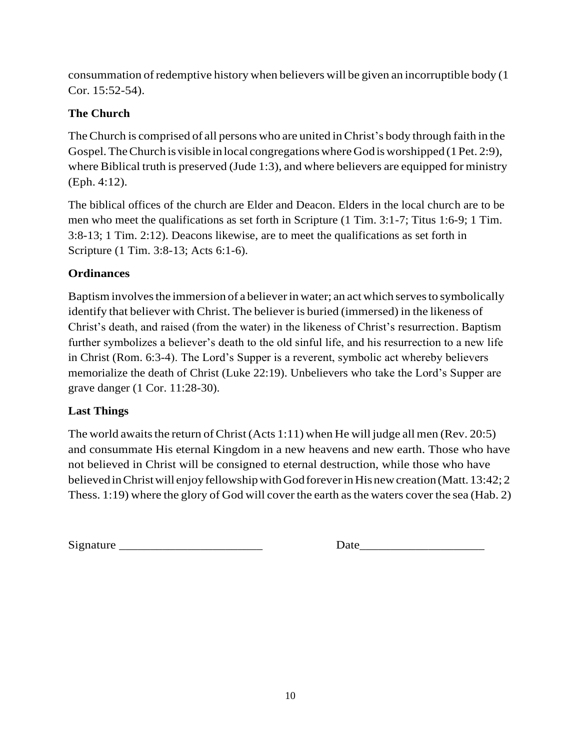consummation of redemptive history when believers will be given an incorruptible body (1 Cor. 15:52-54).

### The Church

The Church is comprised of all persons who are united in Christ's body through faith in the Gospel. The Church is visible in local congregations where God is worshipped (1 Pet. 2:9), where Biblical truth is preserved (Jude 1:3), and where believers are equipped for ministry (Eph. 4:12).

The biblical offices of the church are Elder and Deacon. Elders in the local church are to be men who meet the qualifications as set forth in Scripture (1 Tim. 3:1-7; Titus 1:6-9; 1 Tim. 3:8-13; 1 Tim. 2:12). Deacons likewise, are to meet the qualifications as set forth in Scripture (1 Tim. 3:8-13; Acts 6:1-6).

### Ordinances

Baptism involves the immersion of a believer in water; an act which serves to symbolically identify that believer with Christ. The believer is buried (immersed) in the likeness of Christ's death, and raised (from the water) in the likeness of Christ's resurrection. Baptism further symbolizes a believer's death to the old sinful life, and his resurrection to a new life in Christ (Rom. 6:3-4). The Lord's Supper is a reverent, symbolic act whereby believers memorialize the death of Christ (Luke 22:19). Unbelievers who take the Lord's Supper are grave danger (1 Cor. 11:28-30).

### Last Things

The world awaits the return of Christ (Acts 1:11) when He will judge all men (Rev. 20:5) and consummate His eternal Kingdom in a new heavens and new earth. Those who have not believed in Christ will be consigned to eternal destruction, while those who have believed in Christ will enjoy fellowship with God forever in His new creation (Matt. 13:42; 2 Thess. 1:19) where the glory of God will cover the earth as the waters cover the sea (Hab. 2)

Signature _______________________ Date____________________